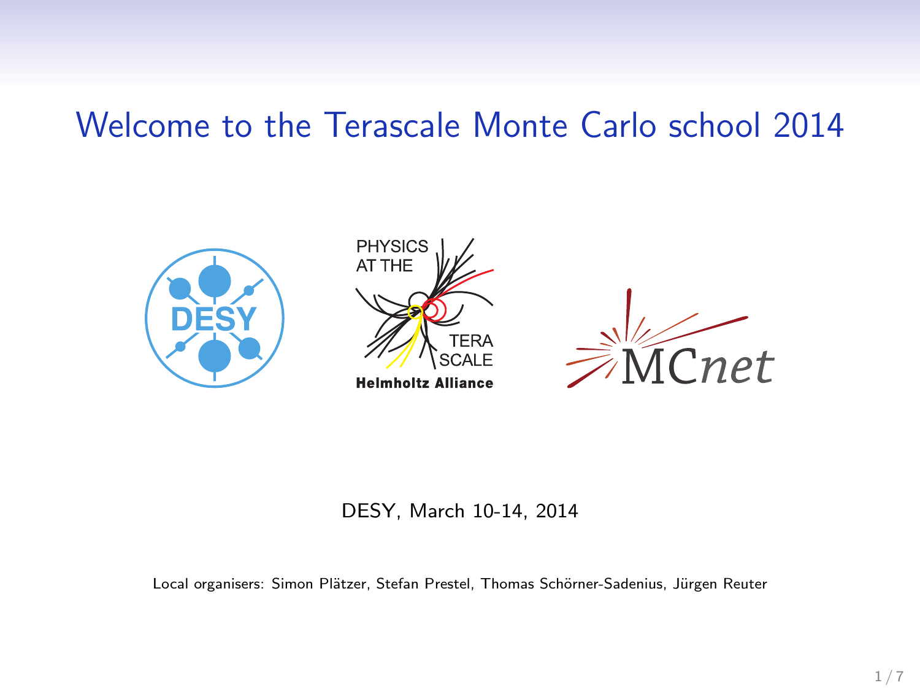# Welcome to the Terascale Monte Carlo school 2014

DESY, March 10-14, 2014

Local organisers: Simon Plätzer, Stefan Prestel, Thomas Schörner-Sadenius, Jürgen Reuter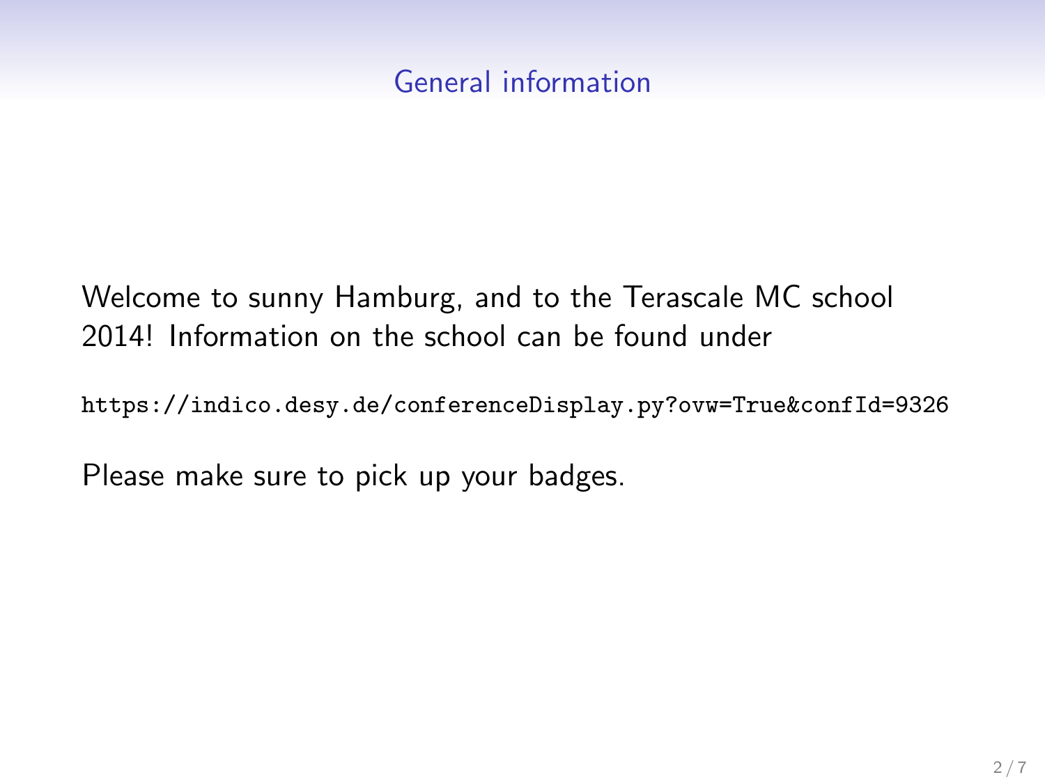# General information

Welcome to sunny Hamburg, and to the Terascale MC school 2014! Information on the school can be found under

`https://indico.desy.de/conferenceDisplay.py?ovw=True&confId=9326`

Please make sure to pick up your badges.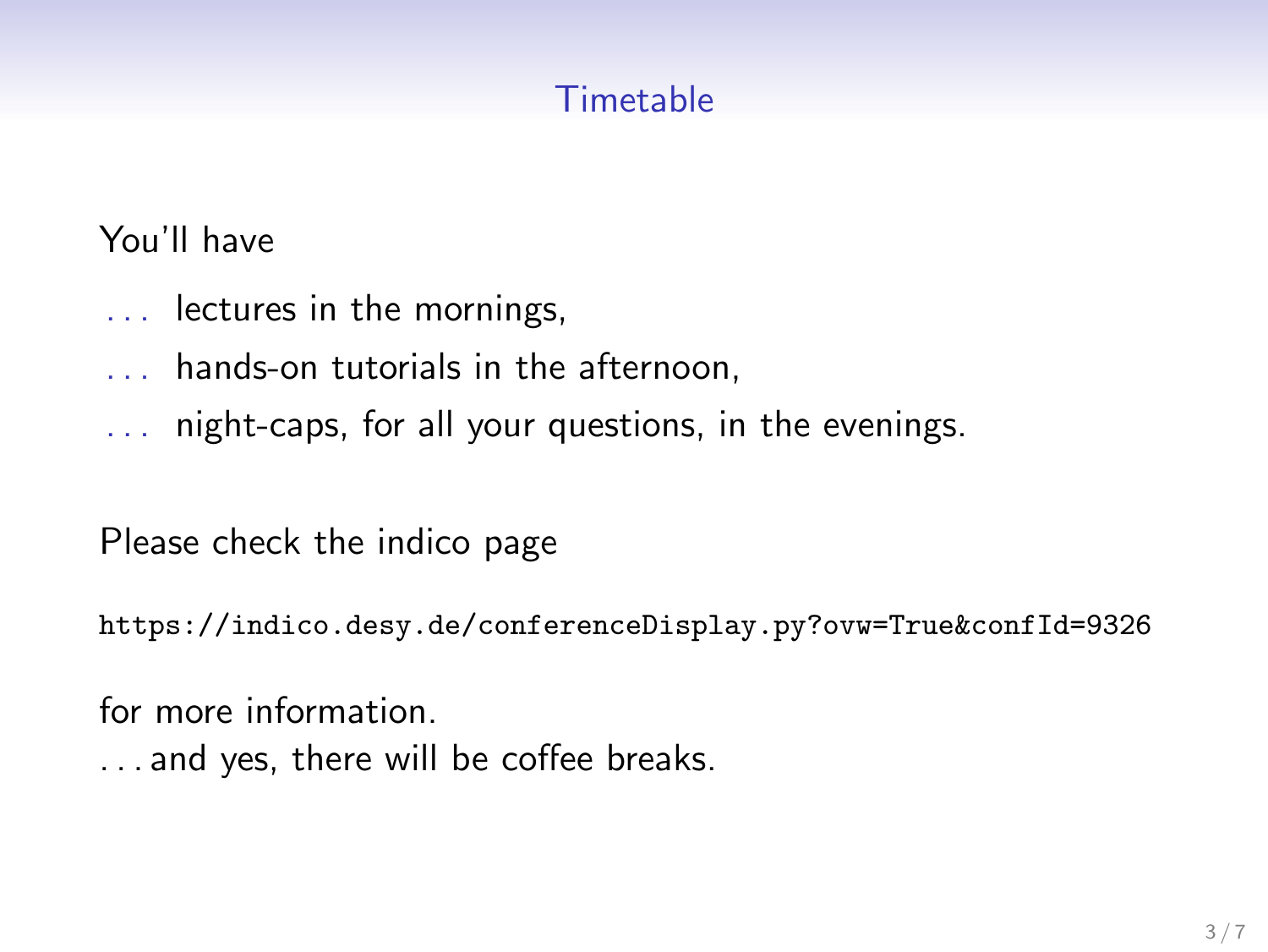# Timetable

You'll have

- ... lectures in the mornings,
- ... hands-on tutorials in the afternoon,
- ... night-caps, for all your questions, in the evenings.

Please check the indico page

`https://indico.desy.de/conferenceDisplay.py?ovw=True&confId=9326`

for more information.

...and yes, there will be coffee breaks.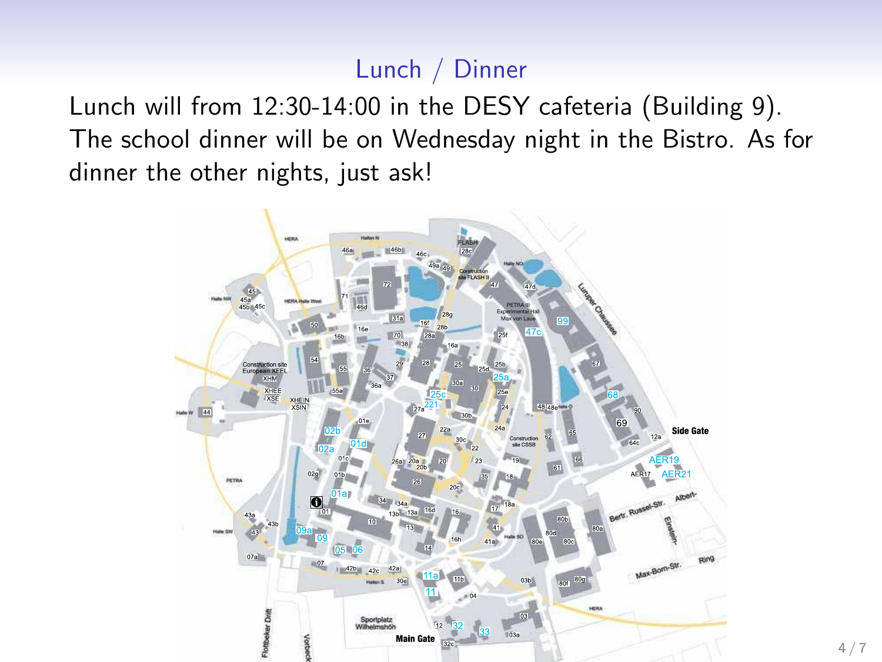# Lunch / Dinner

Lunch will from 12:30-14:00 in the DESY cafeteria (Building 9). The school dinner will be on Wednesday night in the Bistro. As for dinner the other nights, just ask!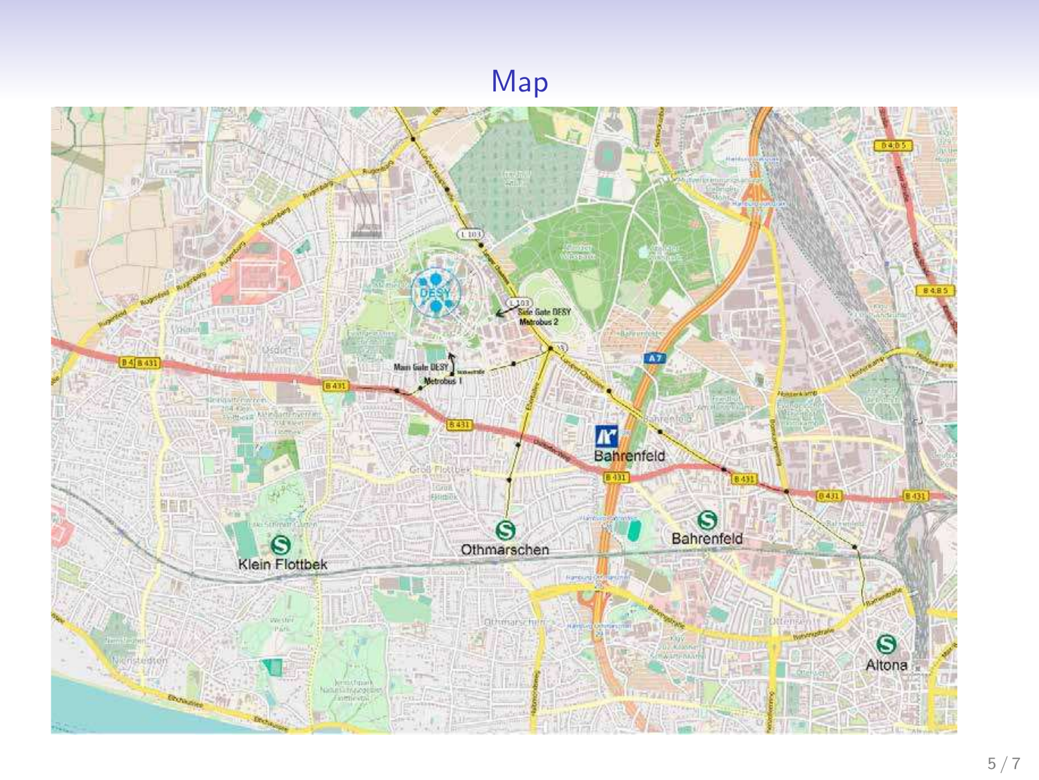# Map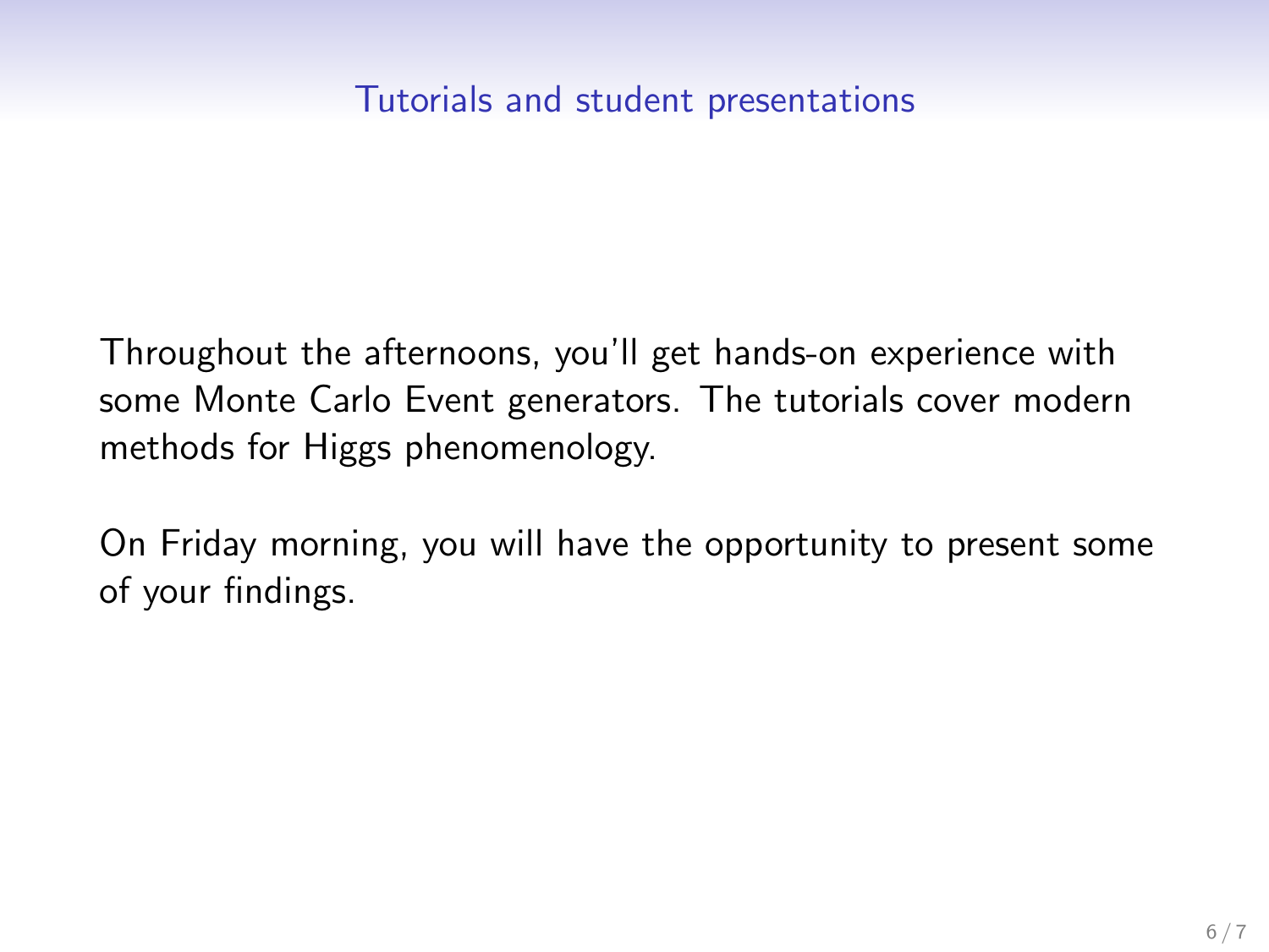# Tutorials and student presentations

Throughout the afternoons, you'll get hands-on experience with some Monte Carlo Event generators. The tutorials cover modern methods for Higgs phenomenology.

On Friday morning, you will have the opportunity to present some of your findings.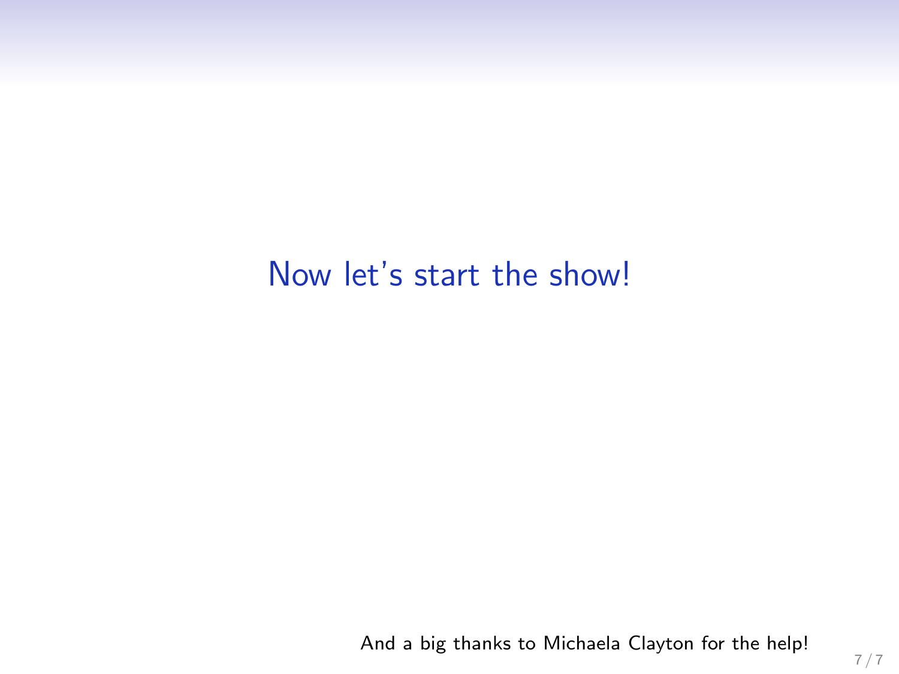Now let's start the show!

And a big thanks to Michaela Clayton for the help!